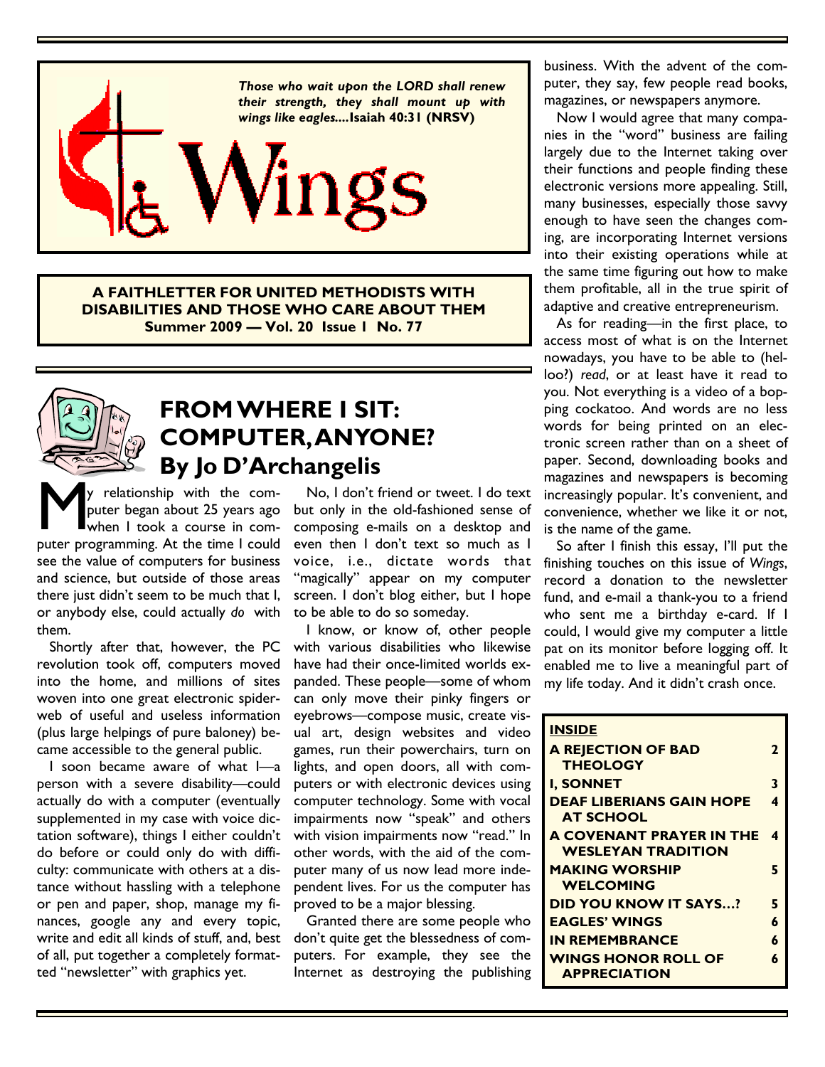*Those who wait upon the LORD shall renew their strength, they shall mount up with wings like eagles....* **Isaiah 40:31 (NRSV)**

# Wings

**A FAITHLETTER FOR UNITED METHODISTS WITH DISABILITIES AND THOSE WHO CARE ABOUT THEM**
**Summer 2009 — Vol. 20 Issue 1 No. 77**

## FROM WHERE I SIT: COMPUTER, ANYONE?
### By Jo D'Archangelis

My relationship with the computer began about 25 years ago when I took a course in computer programming. At the time I could see the value of computers for business and science, but outside of those areas there just didn't seem to be much that I, or anybody else, could actually *do* with them.

Shortly after that, however, the PC revolution took off, computers moved into the home, and millions of sites woven into one great electronic spiderweb of useful and useless information (plus large helpings of pure baloney) became accessible to the general public.

I soon became aware of what I—a person with a severe disability—could actually do with a computer (eventually supplemented in my case with voice dictation software), things I either couldn't do before or could only do with difficulty: communicate with others at a distance without hassling with a telephone or pen and paper, shop, manage my finances, google any and every topic, write and edit all kinds of stuff, and, best of all, put together a completely formatted "newsletter" with graphics yet.

No, I don't friend or tweet. I do text but only in the old-fashioned sense of composing e-mails on a desktop and even then I don't text so much as I voice, i.e., dictate words that "magically" appear on my computer screen. I don't blog either, but I hope to be able to do so someday.

I know, or know of, other people with various disabilities who likewise have had their once-limited worlds expanded. These people—some of whom can only move their pinky fingers or eyebrows—compose music, create visual art, design websites and video games, run their powerchairs, turn on lights, and open doors, all with computers or with electronic devices using computer technology. Some with vocal impairments now "speak" and others with vision impairments now "read." In other words, with the aid of the computer many of us now lead more independent lives. For us the computer has proved to be a major blessing.

Granted there are some people who don't quite get the blessedness of computers. For example, they see the Internet as destroying the publishing business. With the advent of the computer, they say, few people read books, magazines, or newspapers anymore.

Now I would agree that many companies in the "word" business are failing largely due to the Internet taking over their functions and people finding these electronic versions more appealing. Still, many businesses, especially those savvy enough to have seen the changes coming, are incorporating Internet versions into their existing operations while at the same time figuring out how to make them profitable, all in the true spirit of adaptive and creative entrepreneurism.

As for reading—in the first place, to access most of what is on the Internet nowadays, you have to be able to (helloo?) *read*, or at least have it read to you. Not everything is a video of a bopping cockatoo. And words are no less words for being printed on an electronic screen rather than on a sheet of paper. Second, downloading books and magazines and newspapers is becoming increasingly popular. It's convenient, and convenience, whether we like it or not, is the name of the game.

So after I finish this essay, I'll put the finishing touches on this issue of *Wings*, record a donation to the newsletter fund, and e-mail a thank-you to a friend who sent me a birthday e-card. If I could, I would give my computer a little pat on its monitor before logging off. It enabled me to live a meaningful part of my life today. And it didn't crash once.

| **INSIDE** | |
|---|---|
| A REJECTION OF BAD THEOLOGY | 2 |
| I, SONNET | 3 |
| DEAF LIBERIANS GAIN HOPE AT SCHOOL | 4 |
| A COVENANT PRAYER IN THE WESLEYAN TRADITION | 4 |
| MAKING WORSHIP WELCOMING | 5 |
| DID YOU KNOW IT SAYS…? | 5 |
| EAGLES' WINGS | 6 |
| IN REMEMBRANCE | 6 |
| WINGS HONOR ROLL OF APPRECIATION | 6 |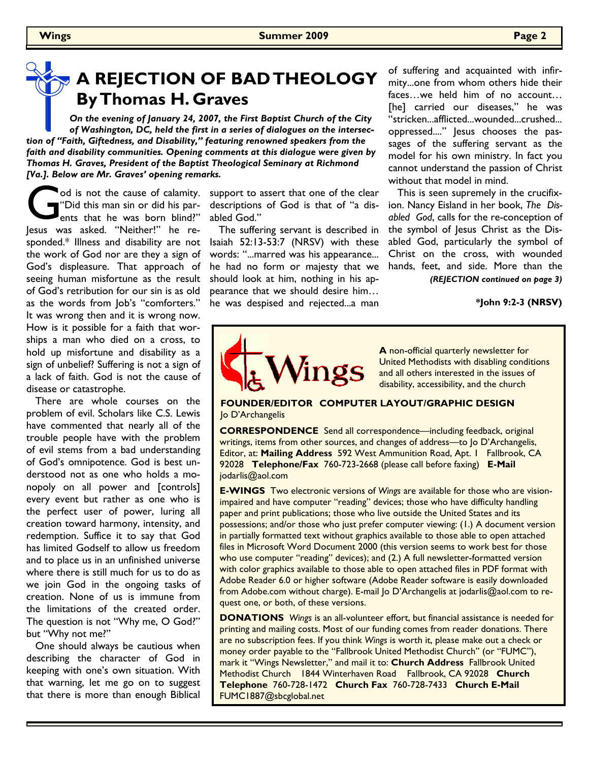# A REJECTION OF BAD THEOLOGY
## By Thomas H. Graves

***On the evening of January 24, 2007, the First Baptist Church of the City of Washington, DC, held the first in a series of dialogues on the intersection of "Faith, Giftedness, and Disability," featuring renowned speakers from the faith and disability communities. Opening comments at this dialogue were given by Thomas H. Graves, President of the Baptist Theological Seminary at Richmond [Va.]. Below are Mr. Graves' opening remarks.***

God is not the cause of calamity. "Did this man sin or did his parents that he was born blind?" Jesus was asked. "Neither!" he responded.* Illness and disability are not the work of God nor are they a sign of God's displeasure. That approach of seeing human misfortune as the result of God's retribution for our sin is as old as the words from Job's "comforters." It was wrong then and it is wrong now. How is it possible for a faith that worships a man who died on a cross, to hold up misfortune and disability as a sign of unbelief? Suffering is not a sign of a lack of faith. God is not the cause of disease or catastrophe.

There are whole courses on the problem of evil. Scholars like C.S. Lewis have commented that nearly all of the trouble people have with the problem of evil stems from a bad understanding of God's omnipotence. God is best understood not as one who holds a monopoly on all power and [controls] every event but rather as one who is the perfect user of power, luring all creation toward harmony, intensity, and redemption. Suffice it to say that God has limited Godself to allow us freedom and to place us in an unfinished universe where there is still much for us to do as we join God in the ongoing tasks of creation. None of us is immune from the limitations of the created order. The question is not "Why me, O God?" but "Why not me?"

One should always be cautious when describing the character of God in keeping with one's own situation. With that warning, let me go on to suggest that there is more than enough Biblical support to assert that one of the clear descriptions of God is that of "a disabled God."

The suffering servant is described in Isaiah 52:13-53:7 (NRSV) with these words: "...marred was his appearance... he had no form or majesty that we should look at him, nothing in his appearance that we should desire him… he was despised and rejected...a man of suffering and acquainted with infirmity...one from whom others hide their faces…we held him of no account… [he] carried our diseases," he was "stricken...afflicted...wounded...crushed... oppressed...." Jesus chooses the passages of the suffering servant as the model for his own ministry. In fact you cannot understand the passion of Christ without that model in mind.

This is seen supremely in the crucifixion. Nancy Eisland in her book, *The Disabled God*, calls for the re-conception of the symbol of Jesus Christ as the Disabled God, particularly the symbol of Christ on the cross, with wounded hands, feet, and side. More than the

***(REJECTION continued on page 3)***

**\*John 9:2-3 (NRSV)**

---

**Wings**

**A** non-official quarterly newsletter for United Methodists with disabling conditions and all others interested in the issues of disability, accessibility, and the church

**FOUNDER/EDITOR COMPUTER LAYOUT/GRAPHIC DESIGN** Jo D'Archangelis

**CORRESPONDENCE** Send all correspondence—including feedback, original writings, items from other sources, and changes of address—to Jo D'Archangelis, Editor, at: **Mailing Address** 592 West Ammunition Road, Apt. 1 Fallbrook, CA 92028 **Telephone/Fax** 760-723-2668 (please call before faxing) **E-Mail** jodarlis@aol.com

**E-WINGS** Two electronic versions of *Wings* are available for those who are vision-impaired and have computer "reading" devices; those who have difficulty handling paper and print publications; those who live outside the United States and its possessions; and/or those who just prefer computer viewing: (1.) A document version in partially formatted text without graphics available to those able to open attached files in Microsoft Word Document 2000 (this version seems to work best for those who use computer "reading" devices); and (2.) A full newsletter-formatted version with color graphics available to those able to open attached files in PDF format with Adobe Reader 6.0 or higher software (Adobe Reader software is easily downloaded from Adobe.com without charge). E-mail Jo D'Archangelis at jodarlis@aol.com to request one, or both, of these versions.

**DONATIONS** *Wings* is an all-volunteer effort, but financial assistance is needed for printing and mailing costs. Most of our funding comes from reader donations. There are no subscription fees. If you think *Wings* is worth it, please make out a check or money order payable to the "Fallbrook United Methodist Church" (or "FUMC"), mark it "Wings Newsletter," and mail it to: **Church Address** Fallbrook United Methodist Church 1844 Winterhaven Road Fallbrook, CA 92028 **Church Telephone** 760-728-1472 **Church Fax** 760-728-7433 **Church E-Mail** FUMC1887@sbcglobal.net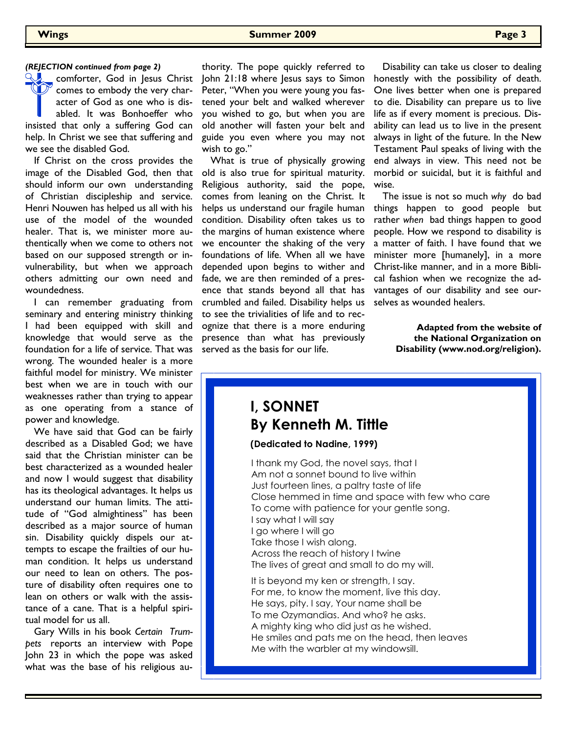***(REJECTION continued from page 2)***

The comforter, God in Jesus Christ comes to embody the very character of God as one who is disabled. It was Bonhoeffer who insisted that only a suffering God can help. In Christ we see that suffering and we see the disabled God.

If Christ on the cross provides the image of the Disabled God, then that should inform our own understanding of Christian discipleship and service. Henri Nouwen has helped us all with his use of the model of the wounded healer. That is, we minister more authentically when we come to others not based on our supposed strength or invulnerability, but when we approach others admitting our own need and woundedness.

I can remember graduating from seminary and entering ministry thinking I had been equipped with skill and knowledge that would serve as the foundation for a life of service. That was wrong. The wounded healer is a more faithful model for ministry. We minister best when we are in touch with our weaknesses rather than trying to appear as one operating from a stance of power and knowledge.

We have said that God can be fairly described as a Disabled God; we have said that the Christian minister can be best characterized as a wounded healer and now I would suggest that disability has its theological advantages. It helps us understand our human limits. The attitude of "God almightiness" has been described as a major source of human sin. Disability quickly dispels our attempts to escape the frailties of our human condition. It helps us understand our need to lean on others. The posture of disability often requires one to lean on others or walk with the assistance of a cane. That is a helpful spiritual model for us all.

Gary Wills in his book *Certain Trumpets* reports an interview with Pope John 23 in which the pope was asked what was the base of his religious authority. The pope quickly referred to John 21:18 where Jesus says to Simon Peter, "When you were young you fastened your belt and walked wherever you wished to go, but when you are old another will fasten your belt and guide you even where you may not wish to go."

What is true of physically growing old is also true for spiritual maturity. Religious authority, said the pope, comes from leaning on the Christ. It helps us understand our fragile human condition. Disability often takes us to the margins of human existence where we encounter the shaking of the very foundations of life. When all we have depended upon begins to wither and fade, we are then reminded of a presence that stands beyond all that has crumbled and failed. Disability helps us to see the trivialities of life and to recognize that there is a more enduring presence than what has previously served as the basis for our life.

Disability can take us closer to dealing honestly with the possibility of death. One lives better when one is prepared to die. Disability can prepare us to live life as if every moment is precious. Disability can lead us to live in the present always in light of the future. In the New Testament Paul speaks of living with the end always in view. This need not be morbid or suicidal, but it is faithful and wise.

The issue is not so much *why* do bad things happen to good people but rather *when* bad things happen to good people. How we respond to disability is a matter of faith. I have found that we minister more [humanely], in a more Christ-like manner, and in a more Biblical fashion when we recognize the advantages of our disability and see ourselves as wounded healers.

**Adapted from the website of the National Organization on Disability (www.nod.org/religion).**

## I, SONNET
## By Kenneth M. Tittle

**(Dedicated to Nadine, 1999)**

I thank my God, the novel says, that I  
Am not a sonnet bound to live within  
Just fourteen lines, a paltry taste of life  
Close hemmed in time and space with few who care  
To come with patience for your gentle song.  
I say what I will say  
I go where I will go  
Take those I wish along.  
Across the reach of history I twine  
The lives of great and small to do my will.

It is beyond my ken or strength, I say.  
For me, to know the moment, live this day.  
He says, pity. I say, Your name shall be  
To me Ozymandias. And who? he asks.  
A mighty king who did just as he wished.  
He smiles and pats me on the head, then leaves  
Me with the warbler at my windowsill.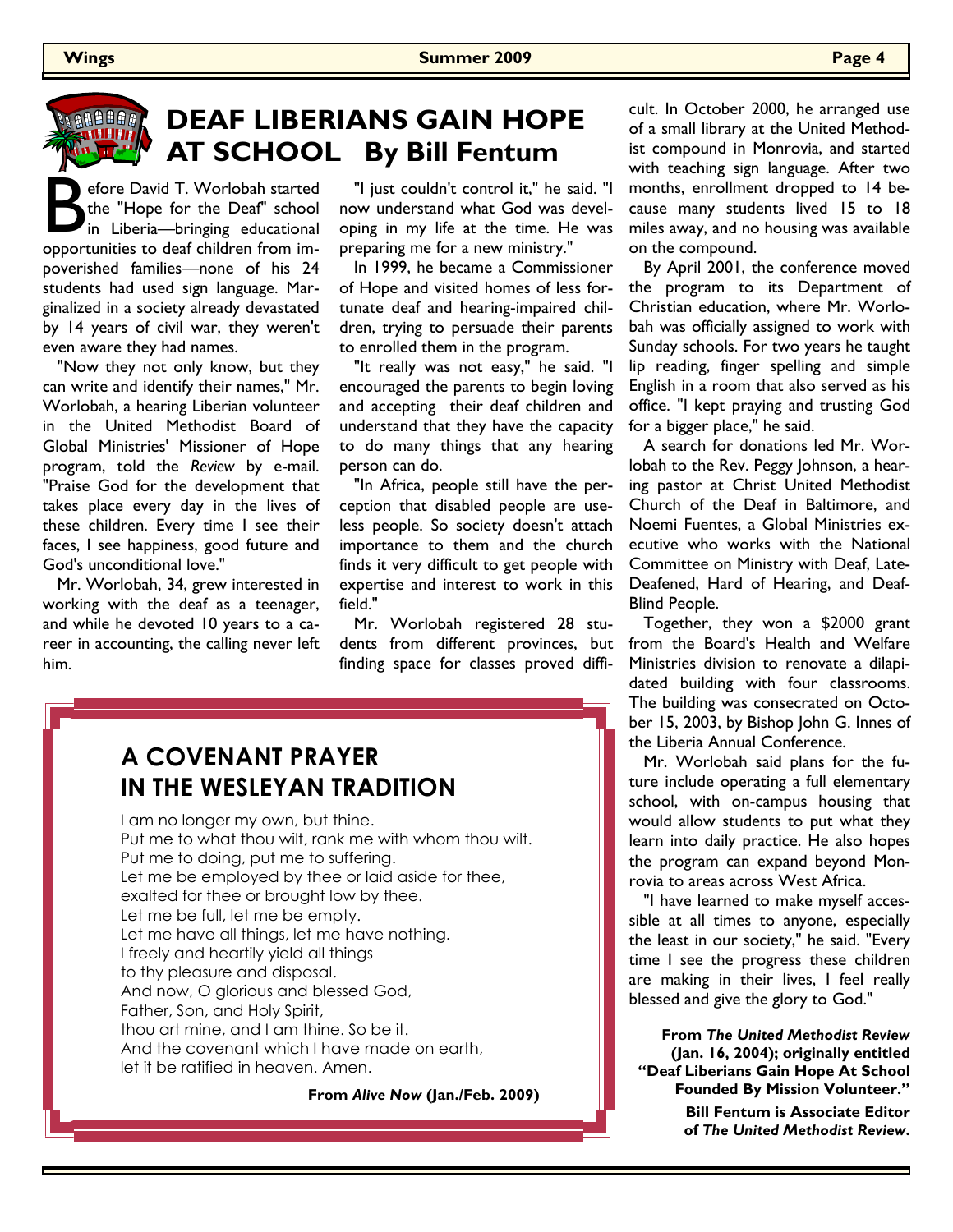# DEAF LIBERIANS GAIN HOPE AT SCHOOL   By Bill Fentum

Before David T. Worlobah started the "Hope for the Deaf" school in Liberia—bringing educational opportunities to deaf children from impoverished families—none of his 24 students had used sign language. Marginalized in a society already devastated by 14 years of civil war, they weren't even aware they had names.

"Now they not only know, but they can write and identify their names," Mr. Worlobah, a hearing Liberian volunteer in the United Methodist Board of Global Ministries' Missioner of Hope program, told the *Review* by e-mail. "Praise God for the development that takes place every day in the lives of these children. Every time I see their faces, I see happiness, good future and God's unconditional love."

Mr. Worlobah, 34, grew interested in working with the deaf as a teenager, and while he devoted 10 years to a career in accounting, the calling never left him.

"I just couldn't control it," he said. "I now understand what God was developing in my life at the time. He was preparing me for a new ministry."

In 1999, he became a Commissioner of Hope and visited homes of less fortunate deaf and hearing-impaired children, trying to persuade their parents to enrolled them in the program.

"It really was not easy," he said. "I encouraged the parents to begin loving and accepting their deaf children and understand that they have the capacity to do many things that any hearing person can do.

"In Africa, people still have the perception that disabled people are useless people. So society doesn't attach importance to them and the church finds it very difficult to get people with expertise and interest to work in this field."

Mr. Worlobah registered 28 students from different provinces, but finding space for classes proved difficult. In October 2000, he arranged use of a small library at the United Methodist compound in Monrovia, and started with teaching sign language. After two months, enrollment dropped to 14 because many students lived 15 to 18 miles away, and no housing was available on the compound.

By April 2001, the conference moved the program to its Department of Christian education, where Mr. Worlobah was officially assigned to work with Sunday schools. For two years he taught lip reading, finger spelling and simple English in a room that also served as his office. "I kept praying and trusting God for a bigger place," he said.

A search for donations led Mr. Worlobah to the Rev. Peggy Johnson, a hearing pastor at Christ United Methodist Church of the Deaf in Baltimore, and Noemi Fuentes, a Global Ministries executive who works with the National Committee on Ministry with Deaf, Late-Deafened, Hard of Hearing, and Deaf-Blind People.

Together, they won a $2000 grant from the Board's Health and Welfare Ministries division to renovate a dilapidated building with four classrooms. The building was consecrated on October 15, 2003, by Bishop John G. Innes of the Liberia Annual Conference.

Mr. Worlobah said plans for the future include operating a full elementary school, with on-campus housing that would allow students to put what they learn into daily practice. He also hopes the program can expand beyond Monrovia to areas across West Africa.

"I have learned to make myself accessible at all times to anyone, especially the least in our society," he said. "Every time I see the progress these children are making in their lives, I feel really blessed and give the glory to God."

**From *The United Methodist Review* (Jan. 16, 2004); originally entitled "Deaf Liberians Gain Hope At School Founded By Mission Volunteer."**

**Bill Fentum is Associate Editor of *The United Methodist Review*.**

## A COVENANT PRAYER IN THE WESLEYAN TRADITION

I am no longer my own, but thine.  
Put me to what thou wilt, rank me with whom thou wilt.  
Put me to doing, put me to suffering.  
Let me be employed by thee or laid aside for thee,  
exalted for thee or brought low by thee.  
Let me be full, let me be empty.  
Let me have all things, let me have nothing.  
I freely and heartily yield all things  
to thy pleasure and disposal.  
And now, O glorious and blessed God,  
Father, Son, and Holy Spirit,  
thou art mine, and I am thine. So be it.  
And the covenant which I have made on earth,  
let it be ratified in heaven. Amen.

**From *Alive Now* (Jan./Feb. 2009)**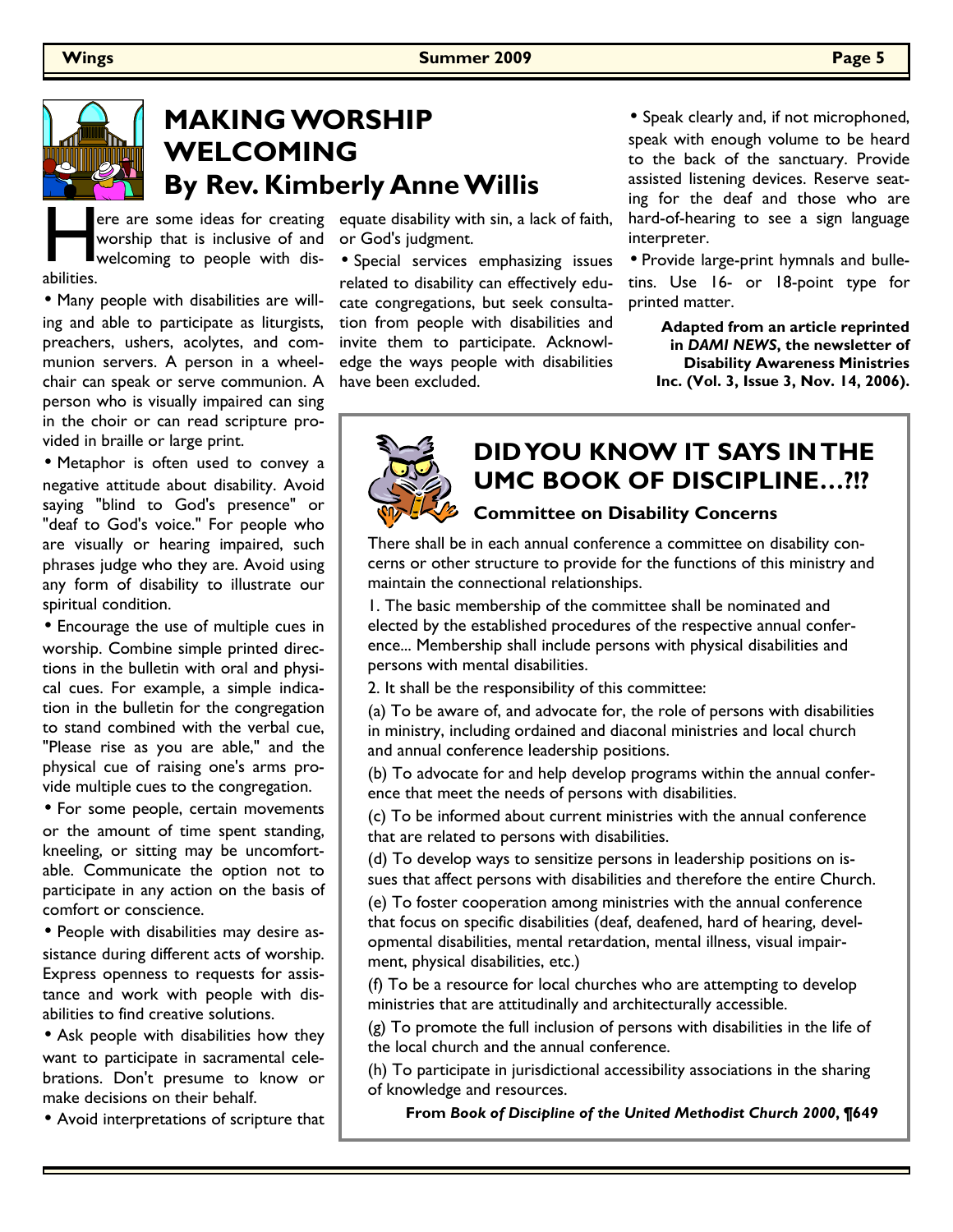# MAKING WORSHIP WELCOMING

## By Rev. Kimberly Anne Willis

Here are some ideas for creating worship that is inclusive of and welcoming to people with disabilities.

- Many people with disabilities are willing and able to participate as liturgists, preachers, ushers, acolytes, and communion servers. A person in a wheelchair can speak or serve communion. A person who is visually impaired can sing in the choir or can read scripture provided in braille or large print.
- Metaphor is often used to convey a negative attitude about disability. Avoid saying "blind to God's presence" or "deaf to God's voice." For people who are visually or hearing impaired, such phrases judge who they are. Avoid using any form of disability to illustrate our spiritual condition.
- Encourage the use of multiple cues in worship. Combine simple printed directions in the bulletin with oral and physical cues. For example, a simple indication in the bulletin for the congregation to stand combined with the verbal cue, "Please rise as you are able," and the physical cue of raising one's arms provide multiple cues to the congregation.
- For some people, certain movements or the amount of time spent standing, kneeling, or sitting may be uncomfortable. Communicate the option not to participate in any action on the basis of comfort or conscience.
- People with disabilities may desire assistance during different acts of worship. Express openness to requests for assistance and work with people with disabilities to find creative solutions.
- Ask people with disabilities how they want to participate in sacramental celebrations. Don't presume to know or make decisions on their behalf.
- Avoid interpretations of scripture that equate disability with sin, a lack of faith, or God's judgment.
- Special services emphasizing issues related to disability can effectively educate congregations, but seek consultation from people with disabilities and invite them to participate. Acknowledge the ways people with disabilities have been excluded.
- Speak clearly and, if not microphoned, speak with enough volume to be heard to the back of the sanctuary. Provide assisted listening devices. Reserve seating for the deaf and those who are hard-of-hearing to see a sign language interpreter.
- Provide large-print hymnals and bulletins. Use 16- or 18-point type for printed matter.

**Adapted from an article reprinted in *DAMI NEWS*, the newsletter of Disability Awareness Ministries Inc. (Vol. 3, Issue 3, Nov. 14, 2006).**

# DID YOU KNOW IT SAYS IN THE UMC BOOK OF DISCIPLINE…?!?

### Committee on Disability Concerns

There shall be in each annual conference a committee on disability concerns or other structure to provide for the functions of this ministry and maintain the connectional relationships.

1. The basic membership of the committee shall be nominated and elected by the established procedures of the respective annual conference... Membership shall include persons with physical disabilities and persons with mental disabilities.

2. It shall be the responsibility of this committee:

(a) To be aware of, and advocate for, the role of persons with disabilities in ministry, including ordained and diaconal ministries and local church and annual conference leadership positions.

(b) To advocate for and help develop programs within the annual conference that meet the needs of persons with disabilities.

(c) To be informed about current ministries with the annual conference that are related to persons with disabilities.

(d) To develop ways to sensitize persons in leadership positions on issues that affect persons with disabilities and therefore the entire Church.

(e) To foster cooperation among ministries with the annual conference that focus on specific disabilities (deaf, deafened, hard of hearing, developmental disabilities, mental retardation, mental illness, visual impairment, physical disabilities, etc.)

(f) To be a resource for local churches who are attempting to develop ministries that are attitudinally and architecturally accessible.

(g) To promote the full inclusion of persons with disabilities in the life of the local church and the annual conference.

(h) To participate in jurisdictional accessibility associations in the sharing of knowledge and resources.

**From *Book of Discipline of the United Methodist Church 2000*, ¶649**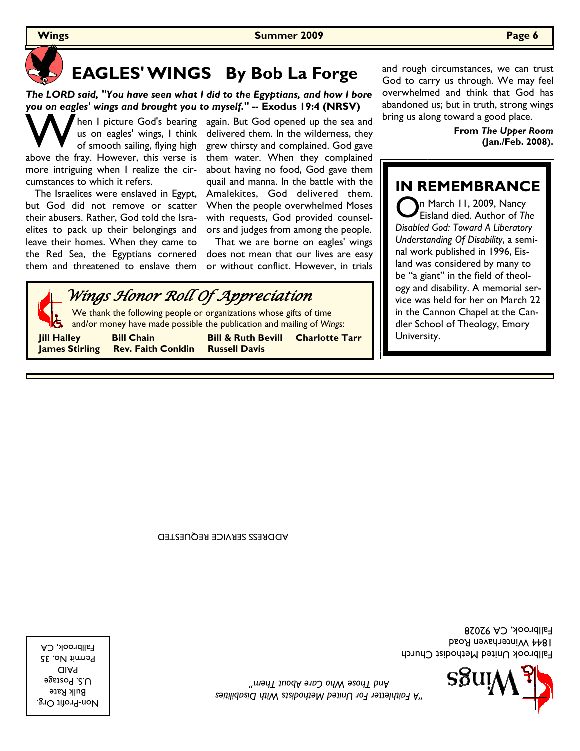# EAGLES' WINGS   By Bob La Forge

***The LORD said, "You have seen what I did to the Egyptians, and how I bore you on eagles' wings and brought you to myself." -- Exodus 19:4 (NRSV)***

When I picture God's bearing us on eagles' wings, I think of smooth sailing, flying high above the fray. However, this verse is more intriguing when I realize the circumstances to which it refers.

The Israelites were enslaved in Egypt, but God did not remove or scatter their abusers. Rather, God told the Israelites to pack up their belongings and leave their homes. When they came to the Red Sea, the Egyptians cornered them and threatened to enslave them again. But God opened up the sea and delivered them. In the wilderness, they grew thirsty and complained. God gave them water. When they complained about having no food, God gave them quail and manna. In the battle with the Amalekites, God delivered them. When the people overwhelmed Moses with requests, God provided counselors and judges from among the people.

That we are borne on eagles' wings does not mean that our lives are easy or without conflict. However, in trials and rough circumstances, we can trust God to carry us through. We may feel overwhelmed and think that God has abandoned us; but in truth, strong wings bring us along toward a good place.

**From *The Upper Room* (Jan./Feb. 2008).**

## IN REMEMBRANCE

On March 11, 2009, Nancy Eisland died. Author of *The Disabled God: Toward A Liberatory Understanding Of Disability*, a seminal work published in 1996, Eisland was considered by many to be "a giant" in the field of theology and disability. A memorial service was held for her on March 22 in the Cannon Chapel at the Candler School of Theology, Emory University.

## *Wings Honor Roll Of Appreciation*

We thank the following people or organizations whose gifts of time and/or money have made possible the publication and mailing of *Wings*:

| | | | |
|---|---|---|---|
| **Jill Halley** | **Bill Chain** | **Bill & Ruth Bevill** | **Charlotte Tarr** |
| **James Stirling** | **Rev. Faith Conklin** | **Russell Davis** | |

ADDRESS SERVICE REQUESTED

Wings

*"A Faithletter For United Methodists With Disabilities And Those Who Care About Them"*

Fallbrook United Methodist Church
1844 Winterhaven Road
Fallbrook, CA 92028

Non-Profit Org.
Bulk Rate
U.S. Postage
PAID
Permit No. 35
Fallbrook, CA